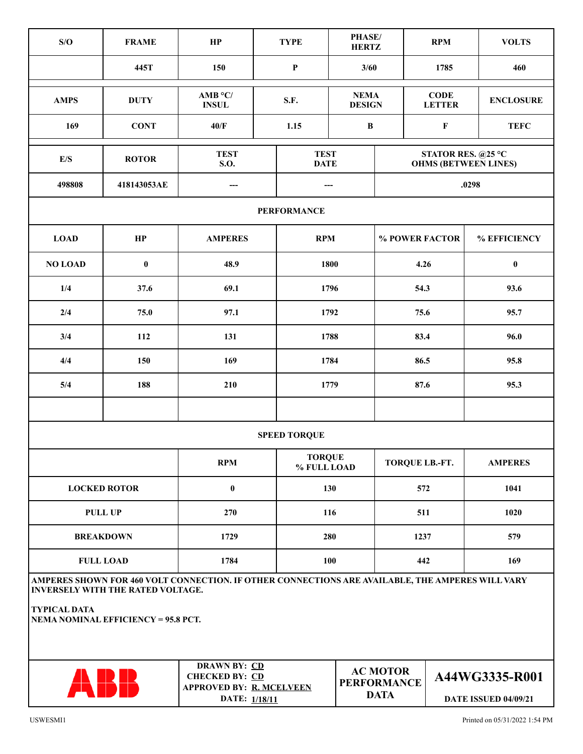| S/O | FRAME | HP | TYPE | PHASE/ HERTZ | RPM | VOLTS |
|---|---|---|---|---|---|---|
| | 445T | 150 | P | 3/60 | 1785 | 460 |

| AMPS | DUTY | AMB °C/ INSUL | S.F. | NEMA DESIGN | CODE LETTER | ENCLOSURE |
|---|---|---|---|---|---|---|
| 169 | CONT | 40/F | 1.15 | B | F | TEFC |

| E/S | ROTOR | TEST S.O. | TEST DATE | STATOR RES. @25 °C OHMS (BETWEEN LINES) |
|---|---|---|---|---|
| 498808 | 418143053AE | --- | --- | .0298 |

**PERFORMANCE**

| LOAD | HP | AMPERES | RPM | % POWER FACTOR | % EFFICIENCY |
|---|---|---|---|---|---|
| NO LOAD | 0 | 48.9 | 1800 | 4.26 | 0 |
| 1/4 | 37.6 | 69.1 | 1796 | 54.3 | 93.6 |
| 2/4 | 75.0 | 97.1 | 1792 | 75.6 | 95.7 |
| 3/4 | 112 | 131 | 1788 | 83.4 | 96.0 |
| 4/4 | 150 | 169 | 1784 | 86.5 | 95.8 |
| 5/4 | 188 | 210 | 1779 | 87.6 | 95.3 |
| | | | | | |

**SPEED TORQUE**

| | RPM | TORQUE % FULL LOAD | TORQUE LB.-FT. | AMPERES |
|---|---|---|---|---|
| LOCKED ROTOR | 0 | 130 | 572 | 1041 |
| PULL UP | 270 | 116 | 511 | 1020 |
| BREAKDOWN | 1729 | 280 | 1237 | 579 |
| FULL LOAD | 1784 | 100 | 442 | 169 |

AMPERES SHOWN FOR 460 VOLT CONNECTION. IF OTHER CONNECTIONS ARE AVAILABLE, THE AMPERES WILL VARY INVERSELY WITH THE RATED VOLTAGE.

TYPICAL DATA
NEMA NOMINAL EFFICIENCY = 95.8 PCT.

| ABB | DRAWN BY: CD<br>CHECKED BY: CD<br>APPROVED BY: R. MCELVEEN<br>DATE: 1/18/11 | AC MOTOR PERFORMANCE DATA | A44WG3335-R001<br>DATE ISSUED 04/09/21 |
|---|---|---|---|

USWESMI1

Printed on 05/31/2022 1:54 PM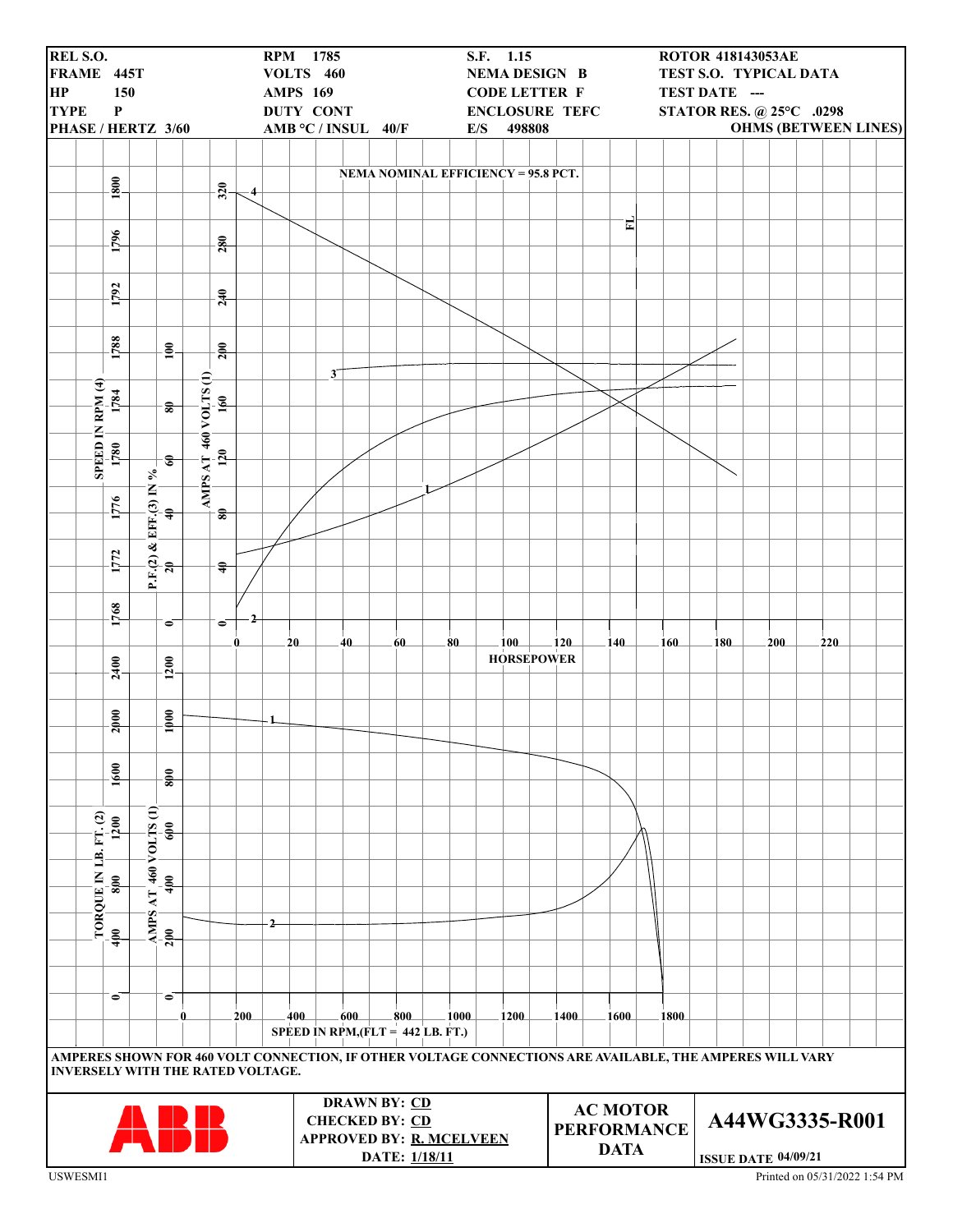| | | | |
|---|---|---|---|
| **REL S.O.** | **RPM** 1785 | **S.F.** 1.15 | **ROTOR** 418143053AE |
| **FRAME** 445T | **VOLTS** 460 | **NEMA DESIGN** B | **TEST S.O.** TYPICAL DATA |
| **HP** 150 | **AMPS** 169 | **CODE LETTER** F | **TEST DATE** --- |
| **TYPE** P | **DUTY** CONT | **ENCLOSURE** TEFC | **STATOR RES. @ 25°C** .0298 |
| **PHASE / HERTZ** 3/60 | **AMB °C / INSUL** 40/F | **E/S** 498808 | **OHMS (BETWEEN LINES)** |

**NEMA NOMINAL EFFICIENCY = 95.8 PCT.**

SPEED IN RPM (4): 1768, 1772, 1776, 1780, 1784, 1788, 1792, 1796, 1800

P.F.(2) & EFF.(3) IN %: 0, 20, 40, 60, 80, 100

AMPS AT 460 VOLTS (1): 0, 40, 80, 120, 160, 200, 240, 280, 320

FL

HORSEPOWER: 0, 20, 40, 60, 80, 100, 120, 140, 160, 180, 200, 220

TORQUE IN LB. FT. (2): 0, 400, 800, 1200, 1600, 2000, 2400

AMPS AT 460 VOLTS (1): 0, 200, 400, 600, 800, 1000, 1200

SPEED IN RPM,(FLT = 442 LB. FT.): 0, 200, 400, 600, 800, 1000, 1200, 1400, 1600, 1800

**AMPERES SHOWN FOR 460 VOLT CONNECTION, IF OTHER VOLTAGE CONNECTIONS ARE AVAILABLE, THE AMPERES WILL VARY INVERSELY WITH THE RATED VOLTAGE.**

| ABB | DRAWN BY: CD<br>CHECKED BY: CD<br>APPROVED BY: R. MCELVEEN<br>DATE: 1/18/11 | AC MOTOR PERFORMANCE DATA | A44WG3335-R001<br>ISSUE DATE 04/09/21 |
|---|---|---|---|

USWESMI1

Printed on 05/31/2022 1:54 PM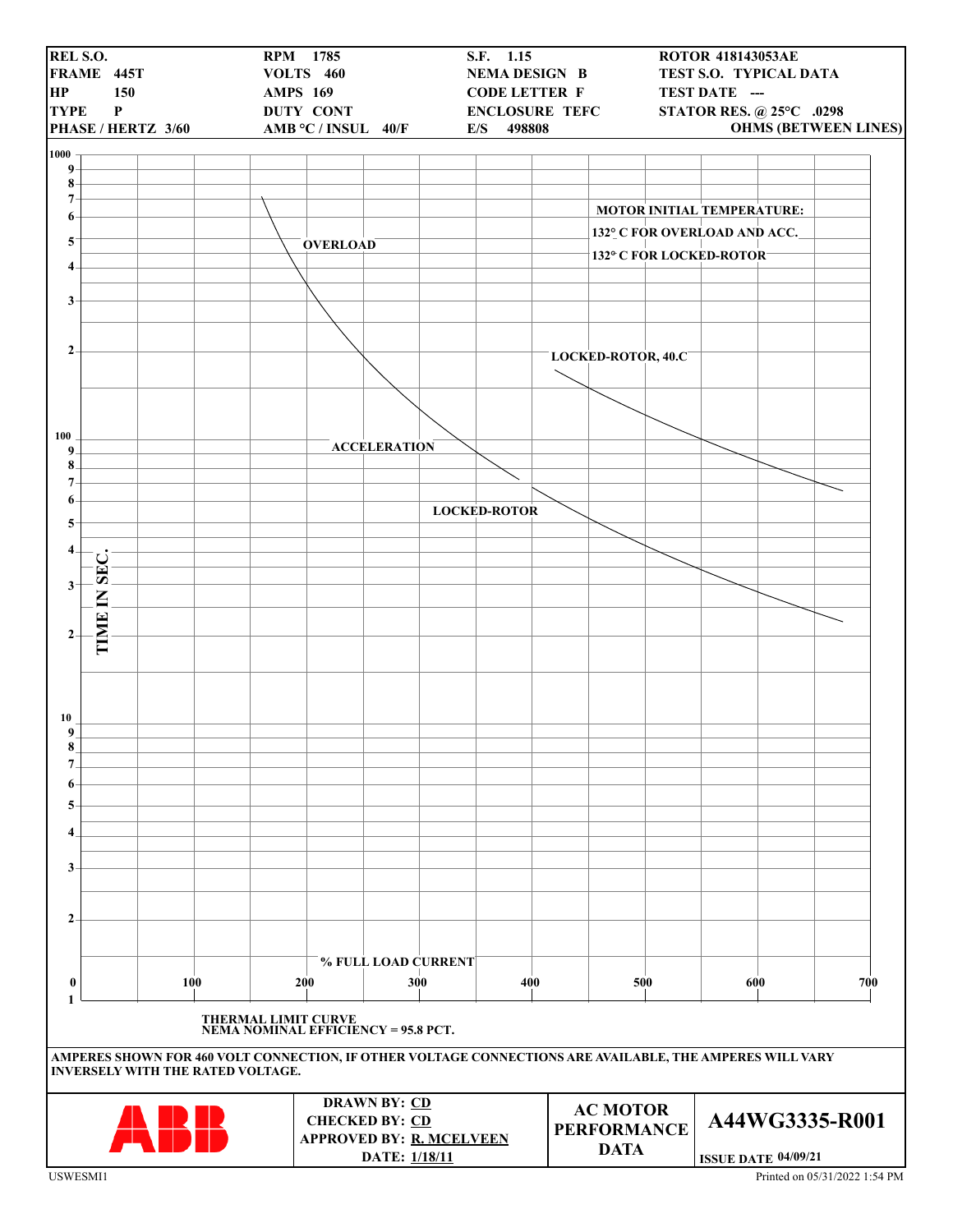| | | | |
|---|---|---|---|
| REL S.O. | RPM 1785 | S.F. 1.15 | ROTOR 418143053AE |
| FRAME 445T | VOLTS 460 | NEMA DESIGN B | TEST S.O. TYPICAL DATA |
| HP 150 | AMPS 169 | CODE LETTER F | TEST DATE --- |
| TYPE P | DUTY CONT | ENCLOSURE TEFC | STATOR RES. @ 25°C .0298 |
| PHASE / HERTZ 3/60 | AMB °C / INSUL 40/F | E/S 498808 | OHMS (BETWEEN LINES) |

MOTOR INITIAL TEMPERATURE:

132° C FOR OVERLOAD AND ACC.

132° C FOR LOCKED-ROTOR

OVERLOAD

ACCELERATION

LOCKED-ROTOR

LOCKED-ROTOR, 40.C

TIME IN SEC.

1000
9
8
7
6
5
4
3
2
100
9
8
7
6
5
4
3
2
10
9
8
7
6
5
4
3
2
1

% FULL LOAD CURRENT

0 100 200 300 400 500 600 700

THERMAL LIMIT CURVE
NEMA NOMINAL EFFICIENCY = 95.8 PCT.

AMPERES SHOWN FOR 460 VOLT CONNECTION, IF OTHER VOLTAGE CONNECTIONS ARE AVAILABLE, THE AMPERES WILL VARY INVERSELY WITH THE RATED VOLTAGE.

| | | | |
|---|---|---|---|
| ABB | DRAWN BY: CD<br>CHECKED BY: CD<br>APPROVED BY: R. MCELVEEN<br>DATE: 1/18/11 | AC MOTOR PERFORMANCE DATA | A44WG3335-R001<br>ISSUE DATE 04/09/21 |

USWESMI1

Printed on 05/31/2022 1:54 PM